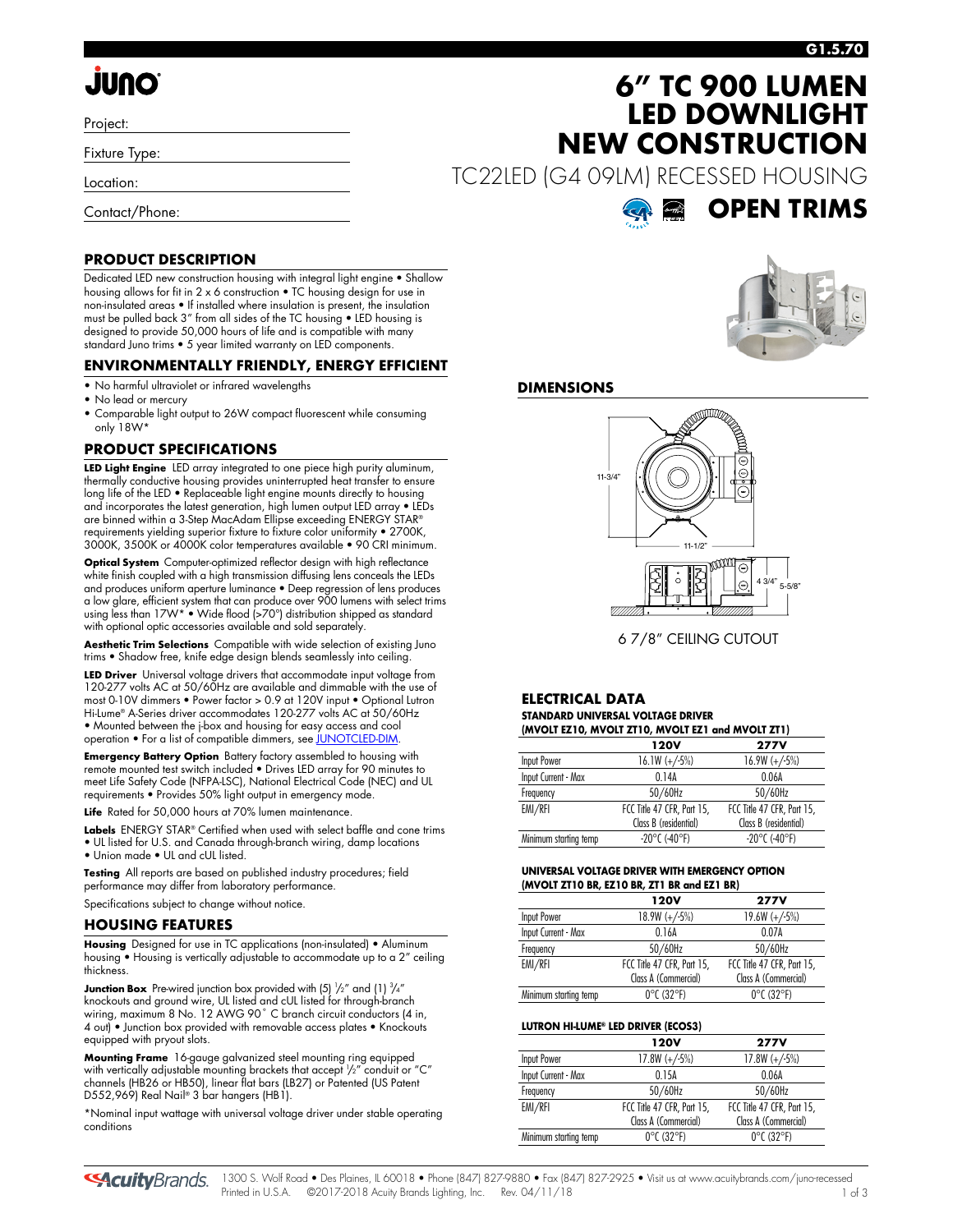# 6" TC 900 LUMEN LED DOWNLIGHT NEW CONSTRUCTION

TC22LED (G4 09LM) RECESSED HOUSING

## OPEN TRIMS

Project:

Fixture Type:

Location:

Contact/Phone:

## PRODUCT DESCRIPTION

Dedicated LED new construction housing with integral light engine • Shallow housing allows for fit in 2 x 6 construction • TC housing design for use in non-insulated areas • If installed where insulation is present, the insulation must be pulled back 3" from all sides of the TC housing • LED housing is designed to provide 50,000 hours of life and is compatible with many standard Juno trims • 5 year limited warranty on LED components.

## ENVIRONMENTALLY FRIENDLY, ENERGY EFFICIENT

- No harmful ultraviolet or infrared wavelengths
- No lead or mercury
- Comparable light output to 26W compact fluorescent while consuming only 18W*

## PRODUCT SPECIFICATIONS

**LED Light Engine** LED array integrated to one piece high purity aluminum, thermally conductive housing provides uninterrupted heat transfer to ensure long life of the LED • Replaceable light engine mounts directly to housing and incorporates the latest generation, high lumen output LED array • LEDs are binned within a 3-Step MacAdam Ellipse exceeding ENERGY STAR® requirements yielding superior fixture to fixture color uniformity • 2700K, 3000K, 3500K or 4000K color temperatures available • 90 CRI minimum.

**Optical System** Computer-optimized reflector design with high reflectance white finish coupled with a high transmission diffusing lens conceals the LEDs and produces uniform aperture luminance • Deep regression of lens produces a low glare, efficient system that can produce over 900 lumens with select trims using less than 17W* • Wide flood (>70°) distribution shipped as standard with optional optic accessories available and sold separately.

**Aesthetic Trim Selections** Compatible with wide selection of existing Juno trims • Shadow free, knife edge design blends seamlessly into ceiling.

**LED Driver** Universal voltage drivers that accommodate input voltage from 120-277 volts AC at 50/60Hz are available and dimmable with the use of most 0-10V dimmers • Power factor > 0.9 at 120V input • Optional Lutron Hi-Lume® A-Series driver accommodates 120-277 volts AC at 50/60Hz • Mounted between the j-box and housing for easy access and cool operation • For a list of compatible dimmers, see JUNOTCLED-DIM.

**Emergency Battery Option** Battery factory assembled to housing with remote mounted test switch included • Drives LED array for 90 minutes to meet Life Safety Code (NFPA-LSC), National Electrical Code (NEC) and UL requirements • Provides 50% light output in emergency mode.

**Life** Rated for 50,000 hours at 70% lumen maintenance.

**Labels** ENERGY STAR® Certified when used with select baffle and cone trims • UL listed for U.S. and Canada through-branch wiring, damp locations • Union made • UL and cUL listed.

**Testing** All reports are based on published industry procedures; field performance may differ from laboratory performance.

Specifications subject to change without notice.

## HOUSING FEATURES

**Housing** Designed for use in TC applications (non-insulated) • Aluminum housing • Housing is vertically adjustable to accommodate up to a 2" ceiling thickness.

**Junction Box** Pre-wired junction box provided with (5) 1/2" and (1) 3/4" knockouts and ground wire, UL listed and cUL listed for through-branch wiring, maximum 8 No. 12 AWG 90° C branch circuit conductors (4 in, 4 out) • Junction box provided with removable access plates • Knockouts equipped with pryout slots.

**Mounting Frame** 16-gauge galvanized steel mounting ring equipped with vertically adjustable mounting brackets that accept 1/2" conduit or "C" channels (HB26 or HB50), linear flat bars (LB27) or Patented (US Patent D552,969) Real Nail® 3 bar hangers (HB1).

*Nominal input wattage with universal voltage driver under stable operating conditions

## DIMENSIONS

11-3/4"

11-1/2"

4 3/4"

5-5/8"

6 7/8" CEILING CUTOUT

## ELECTRICAL DATA

**STANDARD UNIVERSAL VOLTAGE DRIVER (MVOLT EZ10, MVOLT ZT10, MVOLT EZ1 and MVOLT ZT1)**

| | 120V | 277V |
|---|---|---|
| Input Power | 16.1W (+/-5%) | 16.9W (+/-5%) |
| Input Current - Max | 0.14A | 0.06A |
| Frequency | 50/60Hz | 50/60Hz |
| EMI/RFI | FCC Title 47 CFR, Part 15, Class B (residential) | FCC Title 47 CFR, Part 15, Class B (residential) |
| Minimum starting temp | -20°C (-40°F) | -20°C (-40°F) |

**UNIVERSAL VOLTAGE DRIVER WITH EMERGENCY OPTION (MVOLT ZT10 BR, EZ10 BR, ZT1 BR and EZ1 BR)**

| | 120V | 277V |
|---|---|---|
| Input Power | 18.9W (+/-5%) | 19.6W (+/-5%) |
| Input Current - Max | 0.16A | 0.07A |
| Frequency | 50/60Hz | 50/60Hz |
| EMI/RFI | FCC Title 47 CFR, Part 15, Class A (Commercial) | FCC Title 47 CFR, Part 15, Class A (Commercial) |
| Minimum starting temp | 0°C (32°F) | 0°C (32°F) |

**LUTRON HI-LUME® LED DRIVER (ECOS3)**

| | 120V | 277V |
|---|---|---|
| Input Power | 17.8W (+/-5%) | 17.8W (+/-5%) |
| Input Current - Max | 0.15A | 0.06A |
| Frequency | 50/60Hz | 50/60Hz |
| EMI/RFI | FCC Title 47 CFR, Part 15, Class A (Commercial) | FCC Title 47 CFR, Part 15, Class A (Commercial) |
| Minimum starting temp | 0°C (32°F) | 0°C (32°F) |

1300 S. Wolf Road • Des Plaines, IL 60018 • Phone (847) 827-9880 • Fax (847) 827-2925 • Visit us at www.acuitybrands.com/juno-recessed
Printed in U.S.A. ©2017-2018 Acuity Brands Lighting, Inc. Rev. 04/11/18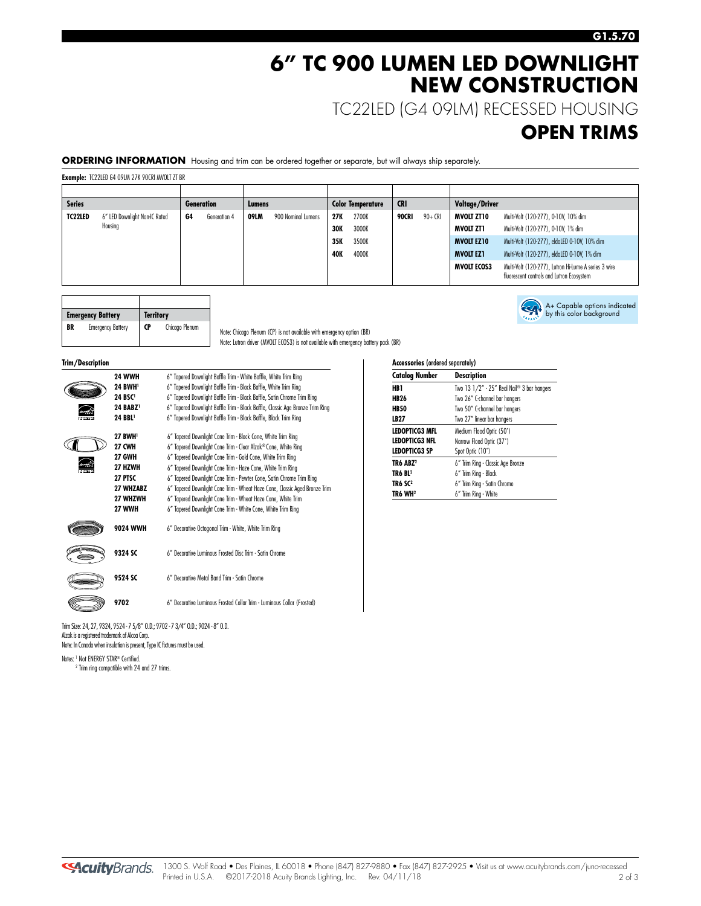# 6" TC 900 LUMEN LED DOWNLIGHT NEW CONSTRUCTION

TC22LED (G4 09LM) RECESSED HOUSING

## OPEN TRIMS

**ORDERING INFORMATION** Housing and trim can be ordered together or separate, but will always ship separately.

**Example:** TC22LED G4 09LM 27K 90CRI MVOLT ZT BR

| Series | | Generation | | Lumens | | Color Temperature | | CRI | | Voltage/Driver | |
|---|---|---|---|---|---|---|---|---|---|---|---|
| **TC22LED** | 6" LED Downlight Non-IC Rated Housing | **G4** | Generation 4 | **09LM** | 900 Nominal Lumens | **27K** | 2700K | **90CRI** | 90+ CRI | **MVOLT ZT10** | Multi-Volt (120-277), 0-10V, 10% dim |
| | | | | | | **30K** | 3000K | | | **MVOLT ZT1** | Multi-Volt (120-277), 0-10V, 1% dim |
| | | | | | | **35K** | 3500K | | | **MVOLT EZ10** | Multi-Volt (120-277), eldoLED 0-10V, 10% dim |
| | | | | | | **40K** | 4000K | | | **MVOLT EZ1** | Multi-Volt (120-277), eldoLED 0-10V, 1% dim |
| | | | | | | | | | | **MVOLT ECOS3** | Multi-Volt (120-277), Lutron Hi-Lume A series 3 wire fluorescent controls and Lutron Ecosystem |

| Emergency Battery | | Territory | |
|---|---|---|---|
| **BR** | Emergency Battery | **CP** | Chicago Plenum |

Note: Chicago Plenum (CP) is not available with emergency option (BR)
Note: Lutron driver (MVOLT ECOS3) is not available with emergency battery pack (BR)

A+ Capable options indicated by this color background

### Trim/Description

| Catalog Number | Description |
|---|---|
| **24 WWH** | 6" Tapered Downlight Baffle Trim - White Baffle, White Trim Ring |
| **24 BWH**[1] | 6" Tapered Downlight Baffle Trim - Black Baffle, White Trim Ring |
| **24 BSC**[1] | 6" Tapered Downlight Baffle Trim - Black Baffle, Satin Chrome Trim Ring |
| **24 BABZ**[1] | 6" Tapered Downlight Baffle Trim - Black Baffle, Classic Age Bronze Trim Ring |
| **24 BBL**[1] | 6" Tapered Downlight Baffle Trim - Black Baffle, Black Trim Ring |
| **27 BWH**[1] | 6" Tapered Downlight Cone Trim - Black Cone, White Trim Ring |
| **27 CWH** | 6" Tapered Downlight Cone Trim - Clear Alzak® Cone, White Ring |
| **27 GWH** | 6" Tapered Downlight Cone Trim - Gold Cone, White Trim Ring |
| **27 HZWH** | 6" Tapered Downlight Cone Trim - Haze Cone, White Trim Ring |
| **27 PTSC** | 6" Tapered Downlight Cone Trim - Pewter Cone, Satin Chrome Trim Ring |
| **27 WHZABZ** | 6" Tapered Downlight Cone Trim - Wheat Haze Cone, Classic Aged Bronze Trim |
| **27 WHZWH** | 6" Tapered Downlight Cone Trim - Wheat Haze Cone, White Trim |
| **27 WWH** | 6" Tapered Downlight Cone Trim - White Cone, White Trim Ring |
| **9024 WWH** | 6" Decorative Octogonal Trim - White, White Trim Ring |
| **9324 SC** | 6" Decorative Luminous Frosted Disc Trim - Satin Chrome |
| **9524 SC** | 6" Decorative Metal Band Trim - Satin Chrome |
| **9702** | 6" Decorative Luminous Frosted Collar Trim - Luminous Collar (Frosted) |

### Accessories (ordered separately)

| Catalog Number | Description |
|---|---|
| **HB1** | Two 13 1/2" - 25" Real Nail® 3 bar hangers |
| **HB26** | Two 26" C-channel bar hangers |
| **HB50** | Two 50" C-channel bar hangers |
| **LB27** | Two 27" linear bar hangers |
| **LEDOPTICG3 MFL** | Medium Flood Optic (50°) |
| **LEDOPTICG3 NFL** | Narrow Flood Optic (37°) |
| **LEDOPTICG3 SP** | Spot Optic (10°) |
| **TR6 ABZ**[2] | 6" Trim Ring - Classic Age Bronze |
| **TR6 BL**[2] | 6" Trim Ring - Black |
| **TR6 SC**[2] | 6" Trim Ring - Satin Chrome |
| **TR6 WH**[2] | 6" Trim Ring - White |

Trim Size: 24, 27, 9324, 9524 - 7 5/8" O.D.; 9702 - 7 3/4" O.D.; 9024 - 8" O.D.
Alzak is a registered trademark of Alcoa Corp.
Note: In Canada when insulation is present, Type IC fixtures must be used.

Notes: [1] Not ENERGY STAR® Certified.
[2] Trim ring compatible with 24 and 27 trims.

1300 S. Wolf Road • Des Plaines, IL 60018 • Phone (847) 827-9880 • Fax (847) 827-2925 • Visit us at www.acuitybrands.com/juno-recessed
Printed in U.S.A. ©2017-2018 Acuity Brands Lighting, Inc. Rev. 04/11/18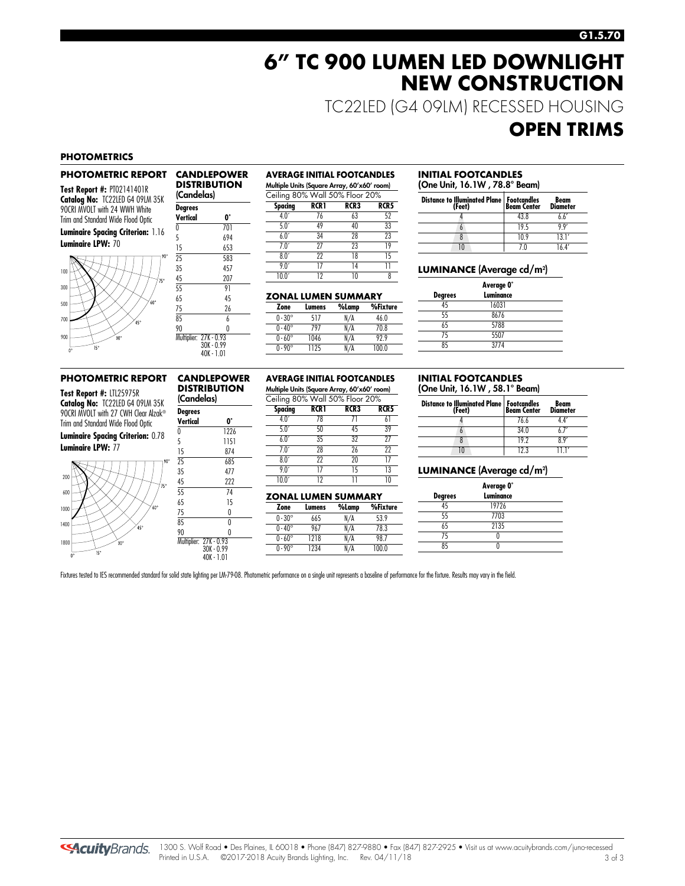# 6" TC 900 LUMEN LED DOWNLIGHT NEW CONSTRUCTION

TC22LED (G4 09LM) RECESSED HOUSING

## OPEN TRIMS

### PHOTOMETRICS

#### PHOTOMETRIC REPORT

**Test Report #:** PT02141401R
**Catalog No:** TC22LED G4 09LM 35K 90CRI MVOLT with 24 WWH White Trim and Standard Wide Flood Optic
**Luminaire Spacing Criterion:** 1.16
**Luminaire LPW:** 70

100
300
500
700
900
0°
15°
30°
45°
60°
75°
90°

#### CANDLEPOWER DISTRIBUTION (Candelas)

| Degrees Vertical | 0° |
|---|---|
| 0 | 701 |
| 5 | 694 |
| 15 | 653 |
| 25 | 583 |
| 35 | 457 |
| 45 | 207 |
| 55 | 91 |
| 65 | 45 |
| 75 | 26 |
| 85 | 6 |
| 90 | 0 |

Multiplier: 27K - 0.93, 30K - 0.99, 40K - 1.01

#### AVERAGE INITIAL FOOTCANDLES

Multiple Units (Square Array, 60'x60' room)
Ceiling 80% Wall 50% Floor 20%

| Spacing | RCR1 | RCR3 | RCR5 |
|---|---|---|---|
| 4.0' | 76 | 63 | 52 |
| 5.0' | 49 | 40 | 33 |
| 6.0' | 34 | 28 | 23 |
| 7.0' | 27 | 23 | 19 |
| 8.0' | 22 | 18 | 15 |
| 9.0' | 17 | 14 | 11 |
| 10.0' | 12 | 10 | 8 |

#### ZONAL LUMEN SUMMARY

| Zone | Lumens | %Lamp | %Fixture |
|---|---|---|---|
| 0 - 30° | 517 | N/A | 46.0 |
| 0 - 40° | 797 | N/A | 70.8 |
| 0 - 60° | 1046 | N/A | 92.9 |
| 0 - 90° | 1125 | N/A | 100.0 |

#### INITIAL FOOTCANDLES (One Unit, 16.1W , 78.8° Beam)

| Distance to Illuminated Plane (Feet) | Footcandles Beam Center | Beam Diameter |
|---|---|---|
| 4 | 43.8 | 6.6' |
| 6 | 19.5 | 9.9' |
| 8 | 10.9 | 13.1' |
| 10 | 7.0 | 16.4' |

#### LUMINANCE (Average cd/m²)

| Degrees | Average 0° Luminance |
|---|---|
| 45 | 16031 |
| 55 | 8676 |
| 65 | 5788 |
| 75 | 5507 |
| 85 | 3774 |

#### PHOTOMETRIC REPORT

**Test Report #:** LTL25975R
**Catalog No:** TC22LED G4 09LM 35K 90CRI MVOLT with 27 CWH Clear Alzak® Trim and Standard Wide Flood Optic
**Luminaire Spacing Criterion:** 0.78
**Luminaire LPW:** 77

200
600
1000
1400
1800
0°
15°
30°
45°
60°
75°
90°

#### CANDLEPOWER DISTRIBUTION (Candelas)

| Degrees Vertical | 0° |
|---|---|
| 0 | 1226 |
| 5 | 1151 |
| 15 | 874 |
| 25 | 685 |
| 35 | 477 |
| 45 | 222 |
| 55 | 74 |
| 65 | 15 |
| 75 | 0 |
| 85 | 0 |
| 90 | 0 |

Multiplier: 27K - 0.93, 30K - 0.99, 40K - 1.01

#### AVERAGE INITIAL FOOTCANDLES

Multiple Units (Square Array, 60'x60' room)
Ceiling 80% Wall 50% Floor 20%

| Spacing | RCR1 | RCR3 | RCR5 |
|---|---|---|---|
| 4.0' | 78 | 71 | 61 |
| 5.0' | 50 | 45 | 39 |
| 6.0' | 35 | 32 | 27 |
| 7.0' | 28 | 26 | 22 |
| 8.0' | 22 | 20 | 17 |
| 9.0' | 17 | 15 | 13 |
| 10.0' | 12 | 11 | 10 |

#### ZONAL LUMEN SUMMARY

| Zone | Lumens | %Lamp | %Fixture |
|---|---|---|---|
| 0 - 30° | 665 | N/A | 53.9 |
| 0 - 40° | 967 | N/A | 78.3 |
| 0 - 60° | 1218 | N/A | 98.7 |
| 0 - 90° | 1234 | N/A | 100.0 |

#### INITIAL FOOTCANDLES (One Unit, 16.1W , 58.1° Beam)

| Distance to Illuminated Plane (Feet) | Footcandles Beam Center | Beam Diameter |
|---|---|---|
| 4 | 76.6 | 4.4' |
| 6 | 34.0 | 6.7' |
| 8 | 19.2 | 8.9' |
| 10 | 12.3 | 11.1' |

#### LUMINANCE (Average cd/m²)

| Degrees | Average 0° Luminance |
|---|---|
| 45 | 19726 |
| 55 | 7703 |
| 65 | 2135 |
| 75 | 0 |
| 85 | 0 |

Fixtures tested to IES recommended standard for solid state lighting per LM-79-08. Photometric performance on a single unit represents a baseline of performance for the fixture. Results may vary in the field.

AcuityBrands. 1300 S. Wolf Road • Des Plaines, IL 60018 • Phone (847) 827-9880 • Fax (847) 827-2925 • Visit us at www.acuitybrands.com/juno-recessed
Printed in U.S.A. ©2017-2018 Acuity Brands Lighting, Inc. Rev. 04/11/18